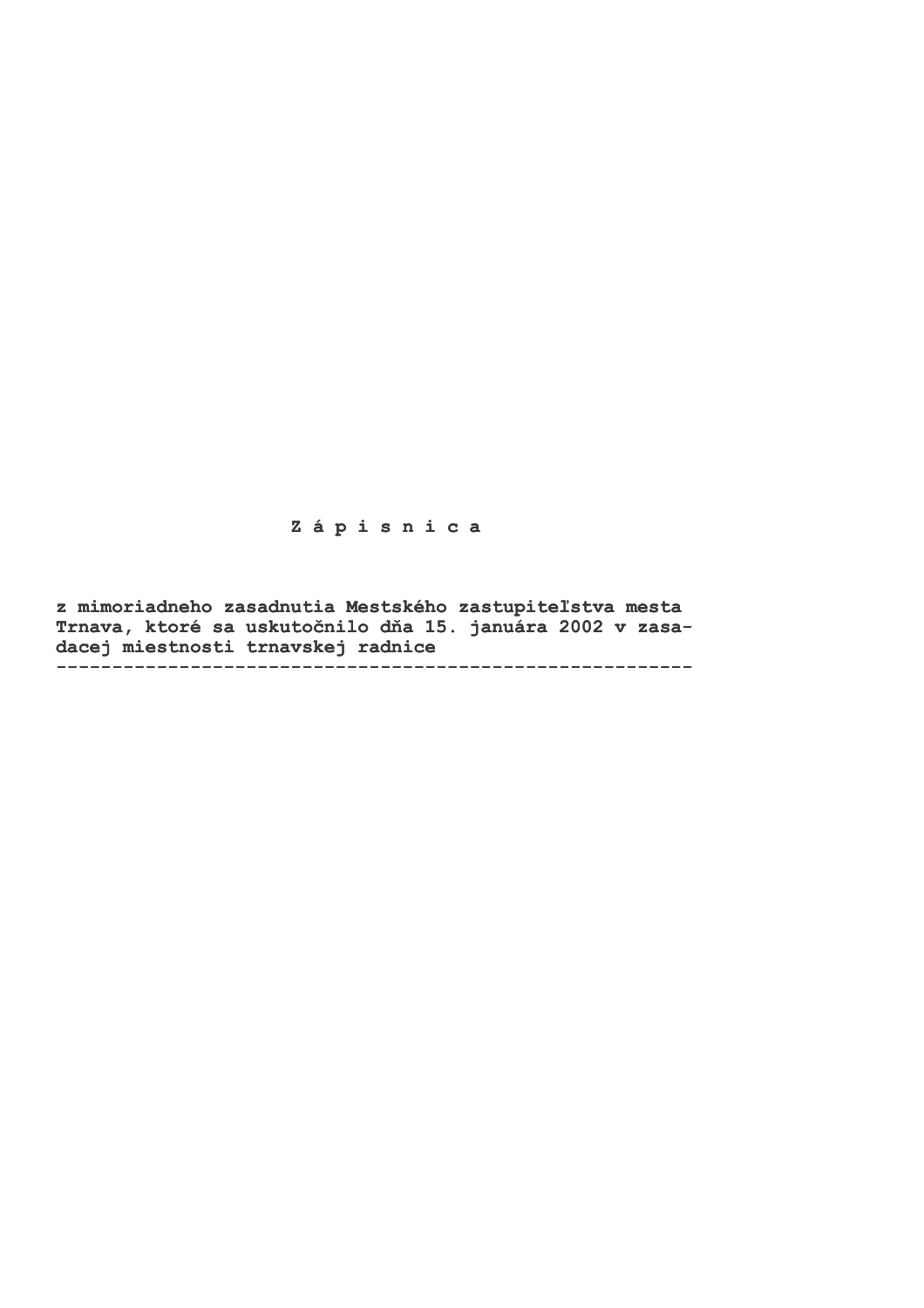# Z á p i s n i c a

**z mimoriadneho zasadnutia Mestského zastupiteľstva mesta Trnava, ktoré sa uskutočnilo dňa 15. januára 2002 v zasadacej miestnosti trnavskej radnice**

---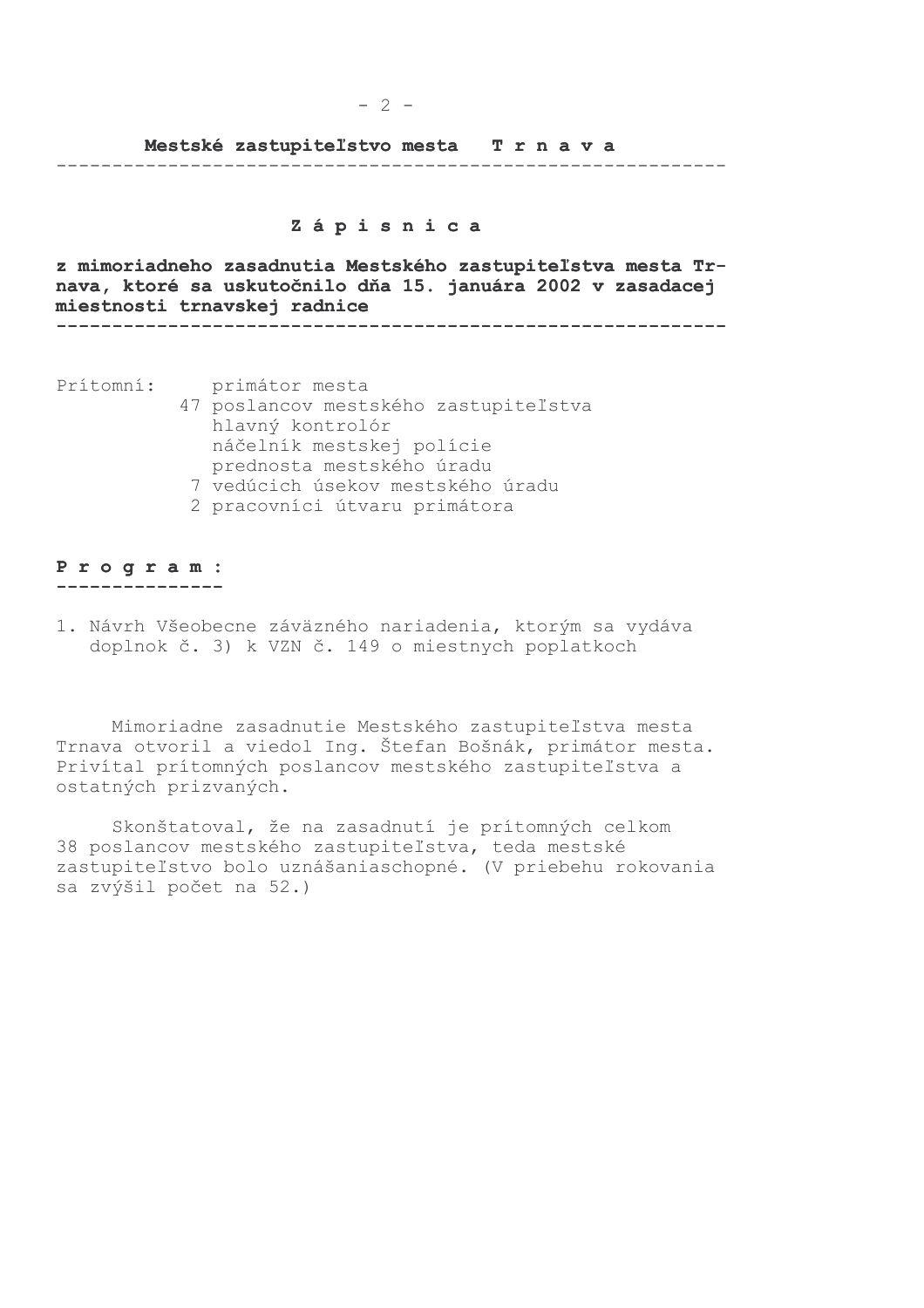**Mestské zastupiteľstvo mesta T r n a v a**

---

# Z á p i s n i c a

**z mimoriadneho zasadnutia Mestského zastupiteľstva mesta Trnava, ktoré sa uskutočnilo dňa 15. januára 2002 v zasadacej miestnosti trnavskej radnice**

---

Prítomní:
- primátor mesta
- 47 poslancov mestského zastupiteľstva
- hlavný kontrolór
- náčelník mestskej polície
- prednosta mestského úradu
- 7 vedúcich úsekov mestského úradu
- 2 pracovníci útvaru primátora

**P r o g r a m :**

1. Návrh Všeobecne záväzného nariadenia, ktorým sa vydáva doplnok č. 3) k VZN č. 149 o miestnych poplatkoch

Mimoriadne zasadnutie Mestského zastupiteľstva mesta Trnava otvoril a viedol Ing. Štefan Bošnák, primátor mesta. Privítal prítomných poslancov mestského zastupiteľstva a ostatných prizvaných.

Skonštatoval, že na zasadnutí je prítomných celkom 38 poslancov mestského zastupiteľstva, teda mestské zastupiteľstvo bolo uznášaniaschopné. (V priebehu rokovania sa zvýšil počet na 52.)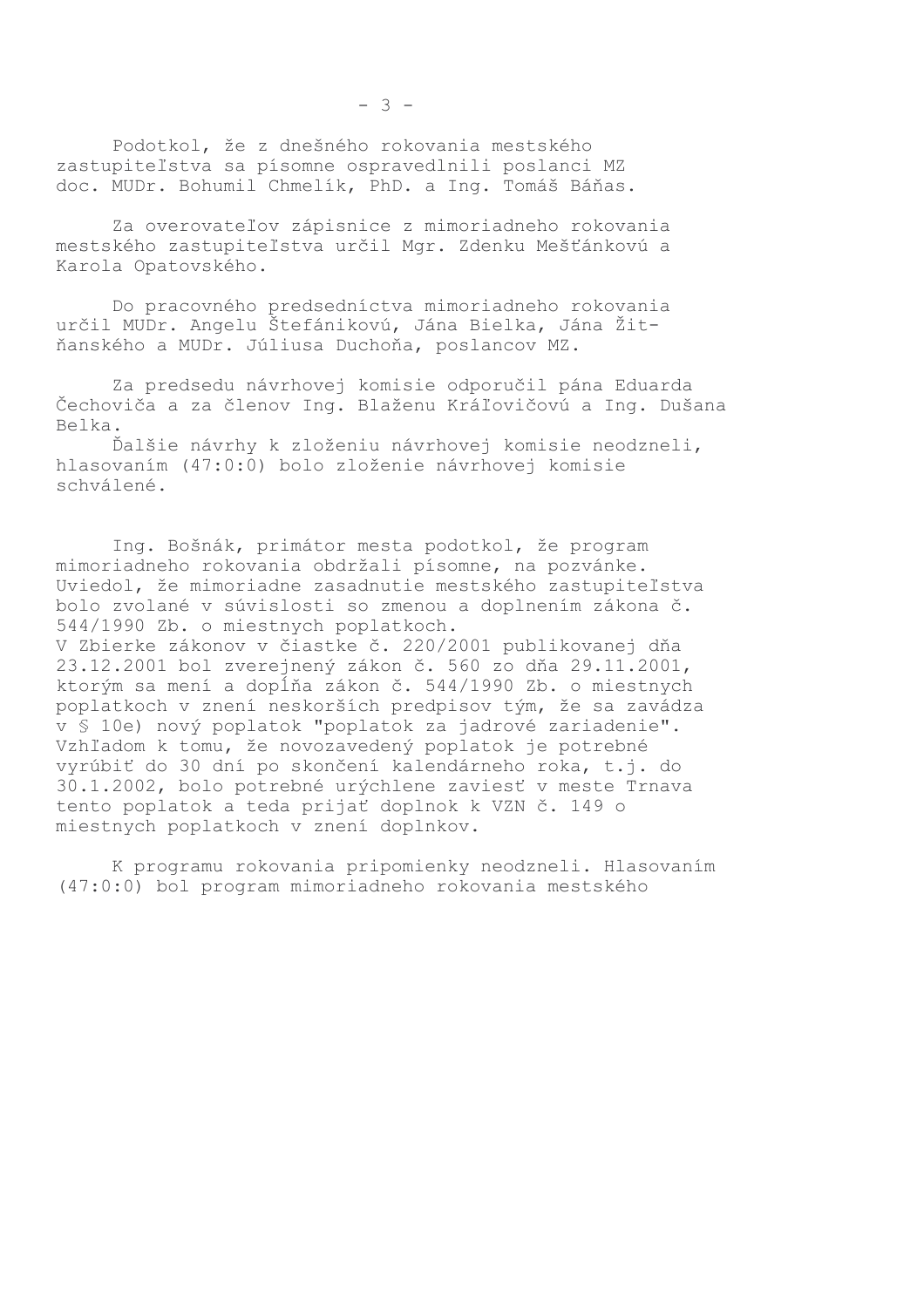Podotkol, že z dnešného rokovania mestského zastupiteľstva sa písomne ospravedlnili poslanci MZ doc. MUDr. Bohumil Chmelík, PhD. a Ing. Tomáš Báňas.

Za overovateľov zápisnice z mimoriadneho rokovania mestského zastupiteľstva určil Mgr. Zdenku Mešťánkovú a Karola Opatovského.

Do pracovného predsedníctva mimoriadneho rokovania určil MUDr. Angelu Štefánikovú, Jána Bielka, Jána Žitňanského a MUDr. Júliusa Duchoňa, poslancov MZ.

Za predsedu návrhovej komisie odporučil pána Eduarda Čechoviča a za členov Ing. Blaženu Kráľovičovú a Ing. Dušana Belka.

Ďalšie návrhy k zloženiu návrhovej komisie neodzneli, hlasovaním (47:0:0) bolo zloženie návrhovej komisie schválené.

Ing. Bošnák, primátor mesta podotkol, že program mimoriadneho rokovania obdržali písomne, na pozvánke. Uviedol, že mimoriadne zasadnutie mestského zastupiteľstva bolo zvolané v súvislosti so zmenou a doplnením zákona č. 544/1990 Zb. o miestnych poplatkoch.
V Zbierke zákonov v čiastke č. 220/2001 publikovanej dňa 23.12.2001 bol zverejnený zákon č. 560 zo dňa 29.11.2001, ktorým sa mení a dopĺňa zákon č. 544/1990 Zb. o miestnych poplatkoch v znení neskorších predpisov tým, že sa zavádza v § 10e) nový poplatok "poplatok za jadrové zariadenie". Vzhľadom k tomu, že novozavedený poplatok je potrebné vyrúbiť do 30 dní po skončení kalendárneho roka, t.j. do 30.1.2002, bolo potrebné urýchlene zaviesť v meste Trnava tento poplatok a teda prijať doplnok k VZN č. 149 o miestnych poplatkoch v znení doplnkov.

K programu rokovania pripomienky neodzneli. Hlasovaním (47:0:0) bol program mimoriadneho rokovania mestského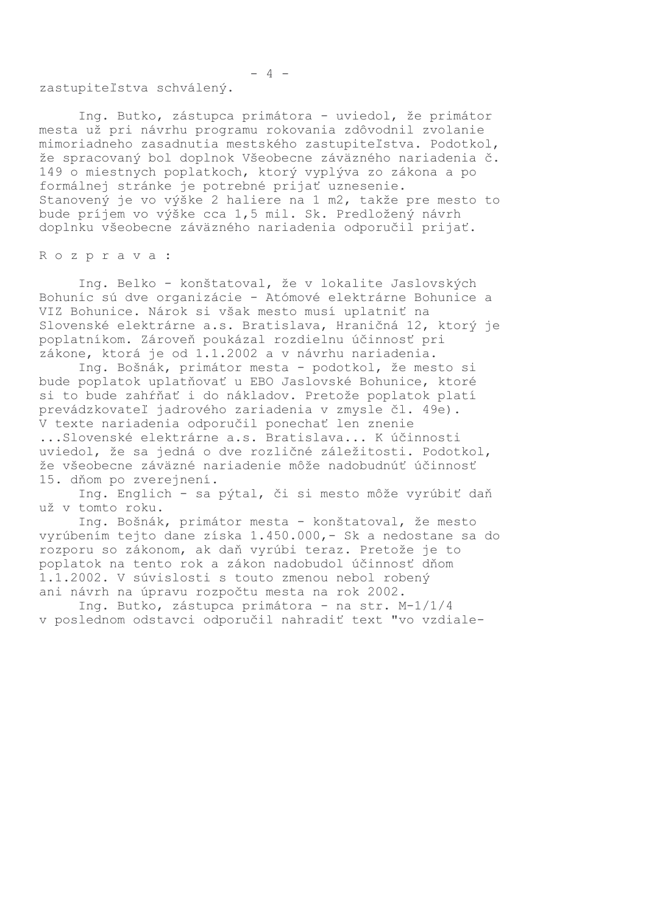zastupiteľstva schválený.

Ing. Butko, zástupca primátora - uviedol, že primátor mesta už pri návrhu programu rokovania zdôvodnil zvolanie mimoriadneho zasadnutia mestského zastupiteľstva. Podotkol, že spracovaný bol doplnok Všeobecne záväzného nariadenia č. 149 o miestnych poplatkoch, ktorý vyplýva zo zákona a po formálnej stránke je potrebné prijať uznesenie. Stanovený je vo výške 2 haliere na 1 m2, takže pre mesto to bude príjem vo výške cca 1,5 mil. Sk. Predložený návrh doplnku všeobecne záväzného nariadenia odporučil prijať.

R o z p r a v a :

Ing. Belko - konštatoval, že v lokalite Jaslovských Bohuníc sú dve organizácie - Atómové elektrárne Bohunice a VIZ Bohunice. Nárok si však mesto musí uplatniť na Slovenské elektrárne a.s. Bratislava, Hraničná 12, ktorý je poplatníkom. Zároveň poukázal rozdielnu účinnosť pri zákone, ktorá je od 1.1.2002 a v návrhu nariadenia.

Ing. Bošnák, primátor mesta - podotkol, že mesto si bude poplatok uplatňovať u EBO Jaslovské Bohunice, ktoré si to bude zahŕňať i do nákladov. Pretože poplatok platí prevádzkovateľ jadrového zariadenia v zmysle čl. 49e). V texte nariadenia odporučil ponechať len znenie ...Slovenské elektrárne a.s. Bratislava... K účinnosti uviedol, že sa jedná o dve rozličné záležitosti. Podotkol, že všeobecne záväzné nariadenie môže nadobudnúť účinnosť 15. dňom po zverejnení.

Ing. Englich - sa pýtal, či si mesto môže vyrúbiť daň už v tomto roku.

Ing. Bošnák, primátor mesta - konštatoval, že mesto vyrúbením tejto dane získa 1.450.000,- Sk a nedostane sa do rozporu so zákonom, ak daň vyrúbi teraz. Pretože je to poplatok na tento rok a zákon nadobudol účinnosť dňom 1.1.2002. V súvislosti s touto zmenou nebol robený ani návrh na úpravu rozpočtu mesta na rok 2002.

Ing. Butko, zástupca primátora - na str. M-1/1/4 v poslednom odstavci odporučil nahradiť text "vo vzdiale-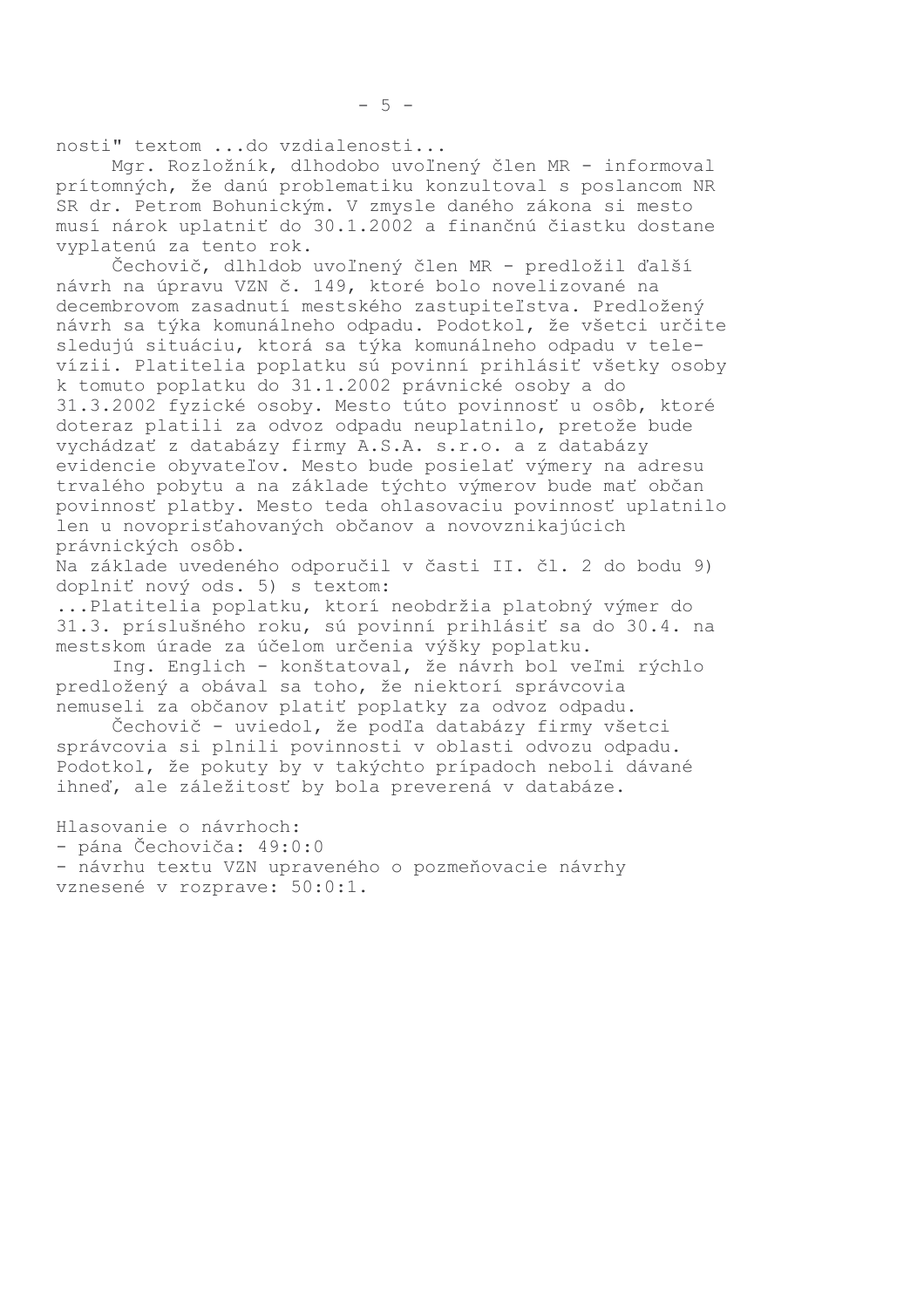nosti" textom ...do vzdialenosti...

Mgr. Rozložník, dlhodobo uvoľnený člen MR - informoval prítomných, že danú problematiku konzultoval s poslancom NR SR dr. Petrom Bohunickým. V zmysle daného zákona si mesto musí nárok uplatniť do 30.1.2002 a finančnú čiastku dostane vyplatenú za tento rok.

Čechovič, dlhldob uvoľnený člen MR - predložil ďalší návrh na úpravu VZN č. 149, ktoré bolo novelizované na decembrovom zasadnutí mestského zastupiteľstva. Predložený návrh sa týka komunálneho odpadu. Podotkol, že všetci určite sledujú situáciu, ktorá sa týka komunálneho odpadu v televízii. Platitelia poplatku sú povinní prihlásiť všetky osoby k tomuto poplatku do 31.1.2002 právnické osoby a do 31.3.2002 fyzické osoby. Mesto túto povinnosť u osôb, ktoré doteraz platili za odvoz odpadu neuplatnilo, pretože bude vychádzať z databázy firmy A.S.A. s.r.o. a z databázy evidencie obyvateľov. Mesto bude posielať výmery na adresu trvalého pobytu a na základe týchto výmerov bude mať občan povinnosť platby. Mesto teda ohlasovaciu povinnosť uplatnilo len u novoprisťahovaných občanov a novovznikajúcich právnických osôb.

Na základe uvedeného odporučil v časti II. čl. 2 do bodu 9) doplniť nový ods. 5) s textom:

...Platitelia poplatku, ktorí neobdržia platobný výmer do 31.3. príslušného roku, sú povinní prihlásiť sa do 30.4. na mestskom úrade za účelom určenia výšky poplatku.

Ing. Englich - konštatoval, že návrh bol veľmi rýchlo predložený a obával sa toho, že niektorí správcovia nemuseli za občanov platiť poplatky za odvoz odpadu.

Čechovič - uviedol, že podľa databázy firmy všetci správcovia si plnili povinnosti v oblasti odvozu odpadu. Podotkol, že pokuty by v takýchto prípadoch neboli dávané ihneď, ale záležitosť by bola preverená v databáze.

Hlasovanie o návrhoch:
- pána Čechoviča: 49:0:0
- návrhu textu VZN upraveného o pozmeňovacie návrhy vznesené v rozprave: 50:0:1.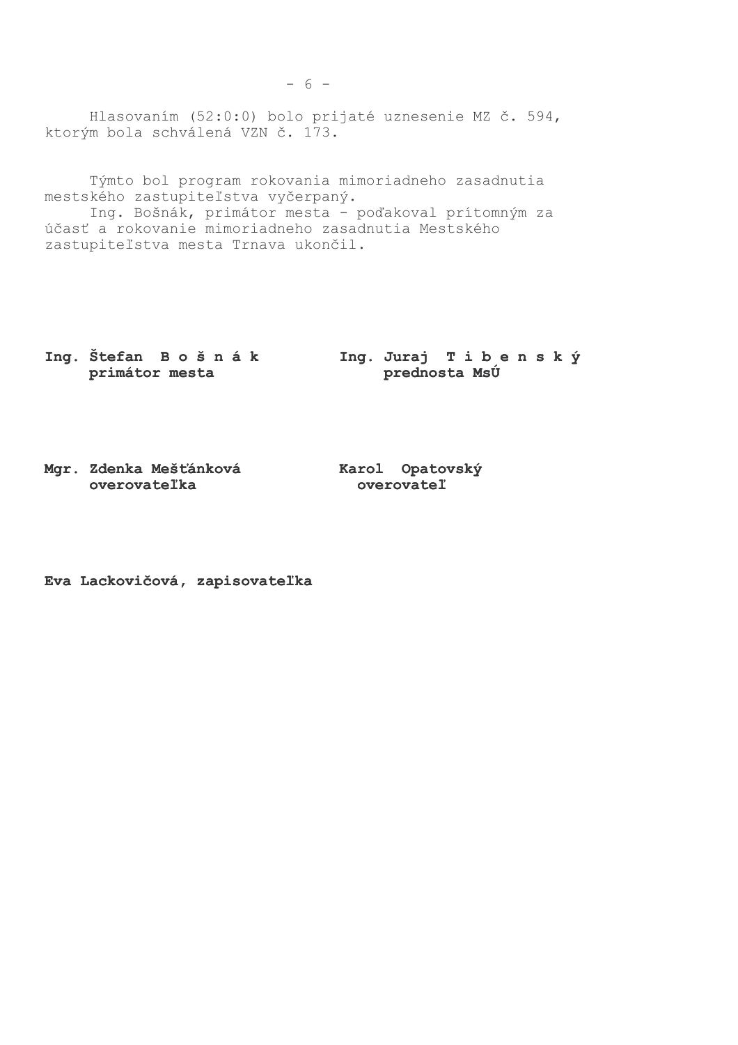Hlasovaním (52:0:0) bolo prijaté uznesenie MZ č. 594, ktorým bola schválená VZN č. 173.

Týmto bol program rokovania mimoriadneho zasadnutia mestského zastupiteľstva vyčerpaný.

Ing. Bošnák, primátor mesta - poďakoval prítomným za účasť a rokovanie mimoriadneho zasadnutia Mestského zastupiteľstva mesta Trnava ukončil.

**Ing. Štefan B o š n á k**
**primátor mesta**

**Ing. Juraj T i b e n s k ý**
**prednosta MsÚ**

**Mgr. Zdenka Mešťánková**
**overovateľka**

**Karol Opatovský**
**overovateľ**

**Eva Lackovičová, zapisovateľka**